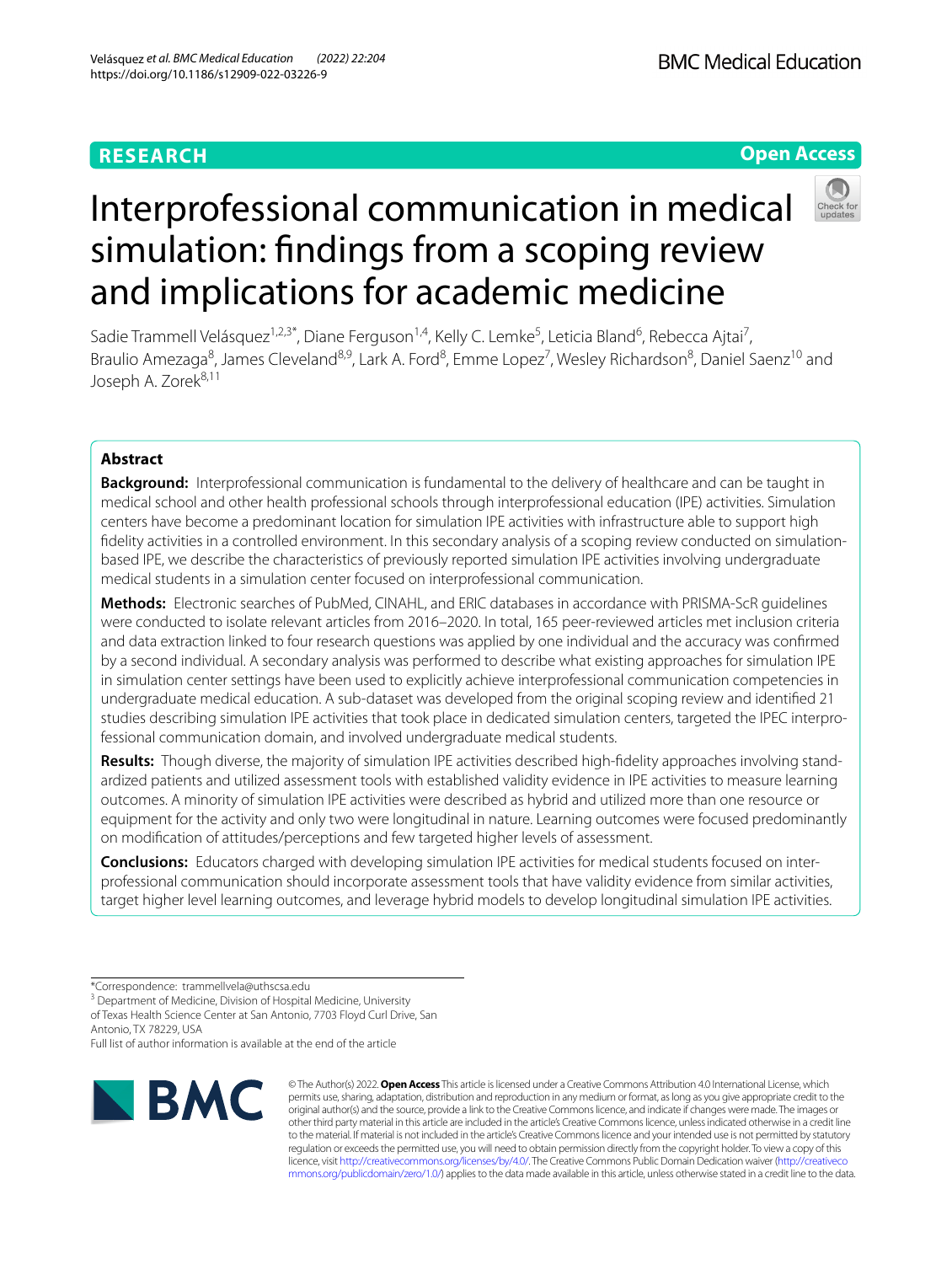**RESEARCH** **Open Access**

# Interprofessional communication in medical simulation: findings from a scoping review and implications for academic medicine

Sadie Trammell Velásquez[1,2,3*], Diane Ferguson[1,4], Kelly C. Lemke[5], Leticia Bland[6], Rebecca Ajtai[7], Braulio Amezaga[8], James Cleveland[8,9], Lark A. Ford[8], Emme Lopez[7], Wesley Richardson[8], Daniel Saenz[10] and Joseph A. Zorek[8,11]

## Abstract

**Background:** Interprofessional communication is fundamental to the delivery of healthcare and can be taught in medical school and other health professional schools through interprofessional education (IPE) activities. Simulation centers have become a predominant location for simulation IPE activities with infrastructure able to support high fidelity activities in a controlled environment. In this secondary analysis of a scoping review conducted on simulation-based IPE, we describe the characteristics of previously reported simulation IPE activities involving undergraduate medical students in a simulation center focused on interprofessional communication.

**Methods:** Electronic searches of PubMed, CINAHL, and ERIC databases in accordance with PRISMA-ScR guidelines were conducted to isolate relevant articles from 2016–2020. In total, 165 peer-reviewed articles met inclusion criteria and data extraction linked to four research questions was applied by one individual and the accuracy was confirmed by a second individual. A secondary analysis was performed to describe what existing approaches for simulation IPE in simulation center settings have been used to explicitly achieve interprofessional communication competencies in undergraduate medical education. A sub-dataset was developed from the original scoping review and identified 21 studies describing simulation IPE activities that took place in dedicated simulation centers, targeted the IPEC interprofessional communication domain, and involved undergraduate medical students.

**Results:** Though diverse, the majority of simulation IPE activities described high-fidelity approaches involving standardized patients and utilized assessment tools with established validity evidence in IPE activities to measure learning outcomes. A minority of simulation IPE activities were described as hybrid and utilized more than one resource or equipment for the activity and only two were longitudinal in nature. Learning outcomes were focused predominantly on modification of attitudes/perceptions and few targeted higher levels of assessment.

**Conclusions:** Educators charged with developing simulation IPE activities for medical students focused on interprofessional communication should incorporate assessment tools that have validity evidence from similar activities, target higher level learning outcomes, and leverage hybrid models to develop longitudinal simulation IPE activities.

*Correspondence: trammellvela@uthscsa.edu
[3] Department of Medicine, Division of Hospital Medicine, University of Texas Health Science Center at San Antonio, 7703 Floyd Curl Drive, San Antonio, TX 78229, USA
Full list of author information is available at the end of the article

© The Author(s) 2022. **Open Access** This article is licensed under a Creative Commons Attribution 4.0 International License, which permits use, sharing, adaptation, distribution and reproduction in any medium or format, as long as you give appropriate credit to the original author(s) and the source, provide a link to the Creative Commons licence, and indicate if changes were made. The images or other third party material in this article are included in the article's Creative Commons licence, unless indicated otherwise in a credit line to the material. If material is not included in the article's Creative Commons licence and your intended use is not permitted by statutory regulation or exceeds the permitted use, you will need to obtain permission directly from the copyright holder. To view a copy of this licence, visit http://creativecommons.org/licenses/by/4.0/. The Creative Commons Public Domain Dedication waiver (http://creativecommons.org/publicdomain/zero/1.0/) applies to the data made available in this article, unless otherwise stated in a credit line to the data.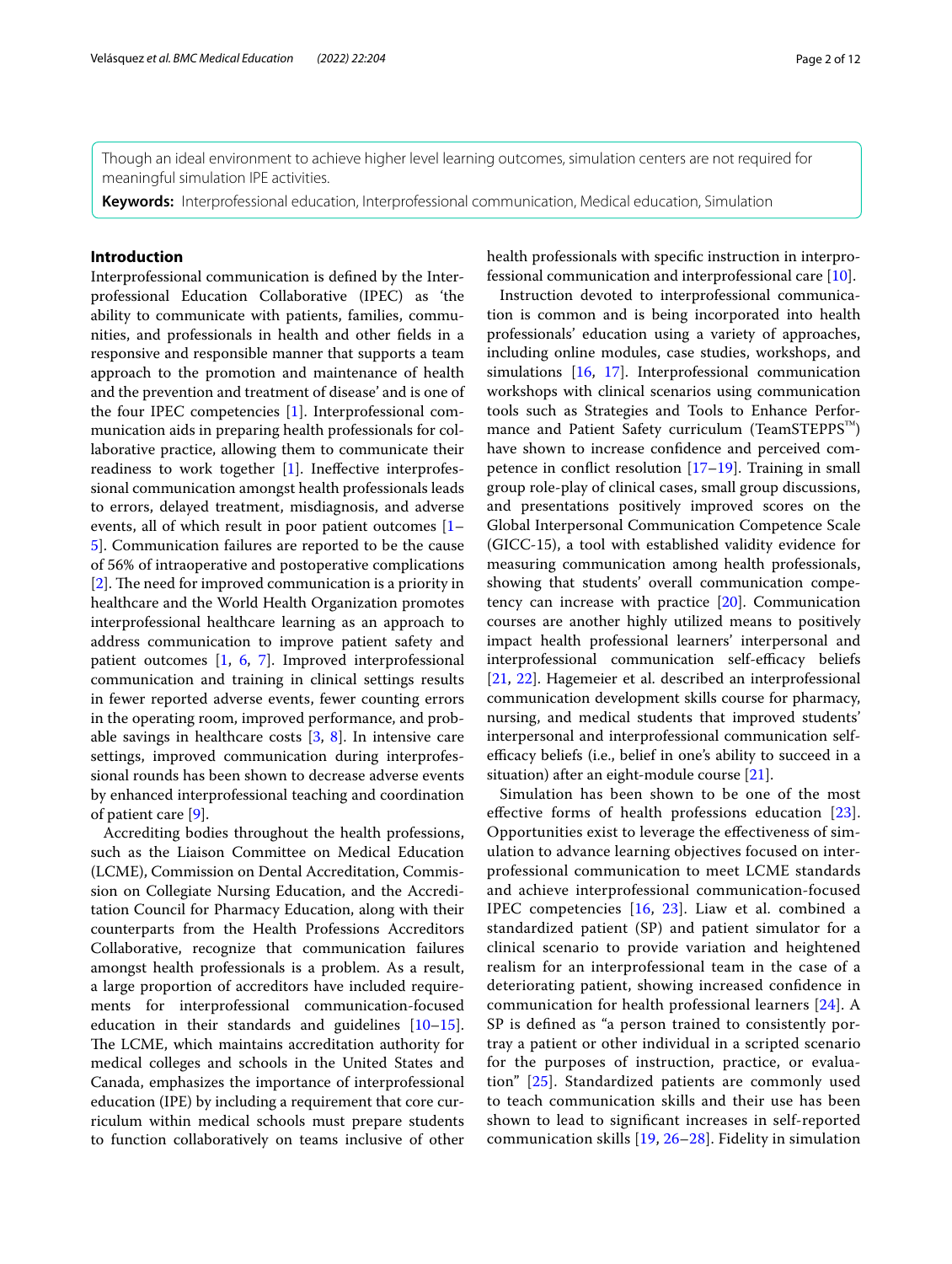Though an ideal environment to achieve higher level learning outcomes, simulation centers are not required for meaningful simulation IPE activities.

**Keywords:** Interprofessional education, Interprofessional communication, Medical education, Simulation

## Introduction

Interprofessional communication is defined by the Interprofessional Education Collaborative (IPEC) as 'the ability to communicate with patients, families, communities, and professionals in health and other fields in a responsive and responsible manner that supports a team approach to the promotion and maintenance of health and the prevention and treatment of disease' and is one of the four IPEC competencies [1]. Interprofessional communication aids in preparing health professionals for collaborative practice, allowing them to communicate their readiness to work together [1]. Ineffective interprofessional communication amongst health professionals leads to errors, delayed treatment, misdiagnosis, and adverse events, all of which result in poor patient outcomes [1–5]. Communication failures are reported to be the cause of 56% of intraoperative and postoperative complications [2]. The need for improved communication is a priority in healthcare and the World Health Organization promotes interprofessional healthcare learning as an approach to address communication to improve patient safety and patient outcomes [1, 6, 7]. Improved interprofessional communication and training in clinical settings results in fewer reported adverse events, fewer counting errors in the operating room, improved performance, and probable savings in healthcare costs [3, 8]. In intensive care settings, improved communication during interprofessional rounds has been shown to decrease adverse events by enhanced interprofessional teaching and coordination of patient care [9].

Accrediting bodies throughout the health professions, such as the Liaison Committee on Medical Education (LCME), Commission on Dental Accreditation, Commission on Collegiate Nursing Education, and the Accreditation Council for Pharmacy Education, along with their counterparts from the Health Professions Accreditors Collaborative, recognize that communication failures amongst health professionals is a problem. As a result, a large proportion of accreditors have included requirements for interprofessional communication-focused education in their standards and guidelines [10–15]. The LCME, which maintains accreditation authority for medical colleges and schools in the United States and Canada, emphasizes the importance of interprofessional education (IPE) by including a requirement that core curriculum within medical schools must prepare students to function collaboratively on teams inclusive of other health professionals with specific instruction in interprofessional communication and interprofessional care [10].

Instruction devoted to interprofessional communication is common and is being incorporated into health professionals' education using a variety of approaches, including online modules, case studies, workshops, and simulations [16, 17]. Interprofessional communication workshops with clinical scenarios using communication tools such as Strategies and Tools to Enhance Performance and Patient Safety curriculum (TeamSTEPPS™) have shown to increase confidence and perceived competence in conflict resolution [17–19]. Training in small group role-play of clinical cases, small group discussions, and presentations positively improved scores on the Global Interpersonal Communication Competence Scale (GICC-15), a tool with established validity evidence for measuring communication among health professionals, showing that students' overall communication competency can increase with practice [20]. Communication courses are another highly utilized means to positively impact health professional learners' interpersonal and interprofessional communication self-efficacy beliefs [21, 22]. Hagemeier et al. described an interprofessional communication development skills course for pharmacy, nursing, and medical students that improved students' interpersonal and interprofessional communication self-efficacy beliefs (i.e., belief in one's ability to succeed in a situation) after an eight-module course [21].

Simulation has been shown to be one of the most effective forms of health professions education [23]. Opportunities exist to leverage the effectiveness of simulation to advance learning objectives focused on interprofessional communication to meet LCME standards and achieve interprofessional communication-focused IPEC competencies [16, 23]. Liaw et al. combined a standardized patient (SP) and patient simulator for a clinical scenario to provide variation and heightened realism for an interprofessional team in the case of a deteriorating patient, showing increased confidence in communication for health professional learners [24]. A SP is defined as "a person trained to consistently portray a patient or other individual in a scripted scenario for the purposes of instruction, practice, or evaluation" [25]. Standardized patients are commonly used to teach communication skills and their use has been shown to lead to significant increases in self-reported communication skills [19, 26–28]. Fidelity in simulation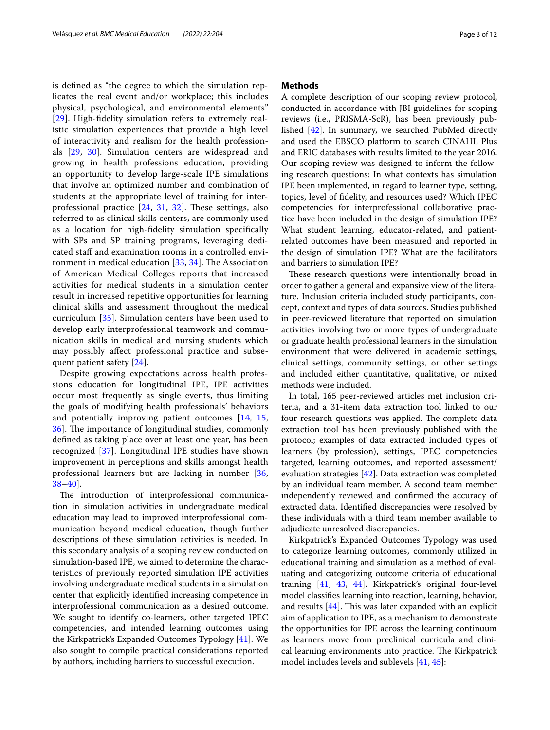is defined as "the degree to which the simulation replicates the real event and/or workplace; this includes physical, psychological, and environmental elements" [29]. High-fidelity simulation refers to extremely realistic simulation experiences that provide a high level of interactivity and realism for the health professionals [29, 30]. Simulation centers are widespread and growing in health professions education, providing an opportunity to develop large-scale IPE simulations that involve an optimized number and combination of students at the appropriate level of training for interprofessional practice [24, 31, 32]. These settings, also referred to as clinical skills centers, are commonly used as a location for high-fidelity simulation specifically with SPs and SP training programs, leveraging dedicated staff and examination rooms in a controlled environment in medical education [33, 34]. The Association of American Medical Colleges reports that increased activities for medical students in a simulation center result in increased repetitive opportunities for learning clinical skills and assessment throughout the medical curriculum [35]. Simulation centers have been used to develop early interprofessional teamwork and communication skills in medical and nursing students which may possibly affect professional practice and subsequent patient safety [24].

Despite growing expectations across health professions education for longitudinal IPE, IPE activities occur most frequently as single events, thus limiting the goals of modifying health professionals' behaviors and potentially improving patient outcomes [14, 15, 36]. The importance of longitudinal studies, commonly defined as taking place over at least one year, has been recognized [37]. Longitudinal IPE studies have shown improvement in perceptions and skills amongst health professional learners but are lacking in number [36, 38–40].

The introduction of interprofessional communication in simulation activities in undergraduate medical education may lead to improved interprofessional communication beyond medical education, though further descriptions of these simulation activities is needed. In this secondary analysis of a scoping review conducted on simulation-based IPE, we aimed to determine the characteristics of previously reported simulation IPE activities involving undergraduate medical students in a simulation center that explicitly identified increasing competence in interprofessional communication as a desired outcome. We sought to identify co-learners, other targeted IPEC competencies, and intended learning outcomes using the Kirkpatrick's Expanded Outcomes Typology [41]. We also sought to compile practical considerations reported by authors, including barriers to successful execution.

## Methods

A complete description of our scoping review protocol, conducted in accordance with JBI guidelines for scoping reviews (i.e., PRISMA-ScR), has been previously published [42]. In summary, we searched PubMed directly and used the EBSCO platform to search CINAHL Plus and ERIC databases with results limited to the year 2016. Our scoping review was designed to inform the following research questions: In what contexts has simulation IPE been implemented, in regard to learner type, setting, topics, level of fidelity, and resources used? Which IPEC competencies for interprofessional collaborative practice have been included in the design of simulation IPE? What student learning, educator-related, and patient-related outcomes have been measured and reported in the design of simulation IPE? What are the facilitators and barriers to simulation IPE?

These research questions were intentionally broad in order to gather a general and expansive view of the literature. Inclusion criteria included study participants, concept, context and types of data sources. Studies published in peer-reviewed literature that reported on simulation activities involving two or more types of undergraduate or graduate health professional learners in the simulation environment that were delivered in academic settings, clinical settings, community settings, or other settings and included either quantitative, qualitative, or mixed methods were included.

In total, 165 peer-reviewed articles met inclusion criteria, and a 31-item data extraction tool linked to our four research questions was applied. The complete data extraction tool has been previously published with the protocol; examples of data extracted included types of learners (by profession), settings, IPEC competencies targeted, learning outcomes, and reported assessment/evaluation strategies [42]. Data extraction was completed by an individual team member. A second team member independently reviewed and confirmed the accuracy of extracted data. Identified discrepancies were resolved by these individuals with a third team member available to adjudicate unresolved discrepancies.

Kirkpatrick's Expanded Outcomes Typology was used to categorize learning outcomes, commonly utilized in educational training and simulation as a method of evaluating and categorizing outcome criteria of educational training [41, 43, 44]. Kirkpatrick's original four-level model classifies learning into reaction, learning, behavior, and results [44]. This was later expanded with an explicit aim of application to IPE, as a mechanism to demonstrate the opportunities for IPE across the learning continuum as learners move from preclinical curricula and clinical learning environments into practice. The Kirkpatrick model includes levels and sublevels [41, 45]: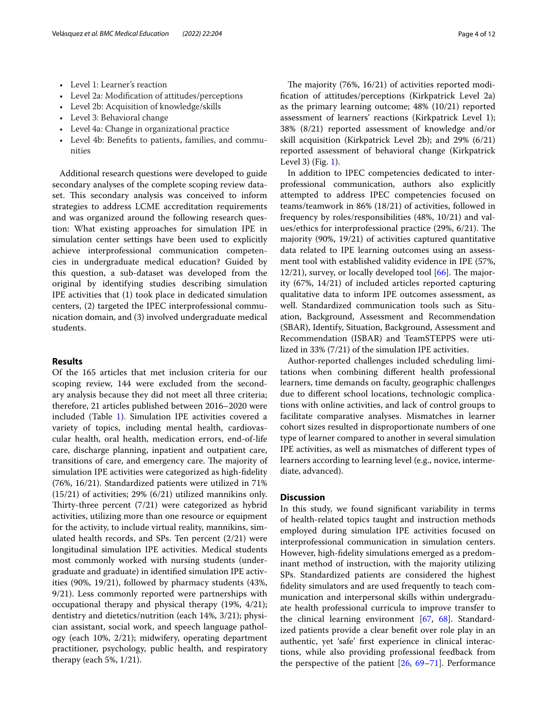- Level 1: Learner's reaction
- Level 2a: Modification of attitudes/perceptions
- Level 2b: Acquisition of knowledge/skills
- Level 3: Behavioral change
- Level 4a: Change in organizational practice
- Level 4b: Benefits to patients, families, and communities

Additional research questions were developed to guide secondary analyses of the complete scoping review dataset. This secondary analysis was conceived to inform strategies to address LCME accreditation requirements and was organized around the following research question: What existing approaches for simulation IPE in simulation center settings have been used to explicitly achieve interprofessional communication competencies in undergraduate medical education? Guided by this question, a sub-dataset was developed from the original by identifying studies describing simulation IPE activities that (1) took place in dedicated simulation centers, (2) targeted the IPEC interprofessional communication domain, and (3) involved undergraduate medical students.

## Results

Of the 165 articles that met inclusion criteria for our scoping review, 144 were excluded from the secondary analysis because they did not meet all three criteria; therefore, 21 articles published between 2016–2020 were included (Table 1). Simulation IPE activities covered a variety of topics, including mental health, cardiovascular health, oral health, medication errors, end-of-life care, discharge planning, inpatient and outpatient care, transitions of care, and emergency care. The majority of simulation IPE activities were categorized as high-fidelity (76%, 16/21). Standardized patients were utilized in 71% (15/21) of activities; 29% (6/21) utilized mannikins only. Thirty-three percent (7/21) were categorized as hybrid activities, utilizing more than one resource or equipment for the activity, to include virtual reality, mannikins, simulated health records, and SPs. Ten percent (2/21) were longitudinal simulation IPE activities. Medical students most commonly worked with nursing students (undergraduate and graduate) in identified simulation IPE activities (90%, 19/21), followed by pharmacy students (43%, 9/21). Less commonly reported were partnerships with occupational therapy and physical therapy (19%, 4/21); dentistry and dietetics/nutrition (each 14%, 3/21); physician assistant, social work, and speech language pathology (each 10%, 2/21); midwifery, operating department practitioner, psychology, public health, and respiratory therapy (each 5%, 1/21).

The majority (76%, 16/21) of activities reported modification of attitudes/perceptions (Kirkpatrick Level 2a) as the primary learning outcome; 48% (10/21) reported assessment of learners' reactions (Kirkpatrick Level 1); 38% (8/21) reported assessment of knowledge and/or skill acquisition (Kirkpatrick Level 2b); and 29% (6/21) reported assessment of behavioral change (Kirkpatrick Level 3) (Fig. 1).

In addition to IPEC competencies dedicated to interprofessional communication, authors also explicitly attempted to address IPEC competencies focused on teams/teamwork in 86% (18/21) of activities, followed in frequency by roles/responsibilities (48%, 10/21) and values/ethics for interprofessional practice (29%, 6/21). The majority (90%, 19/21) of activities captured quantitative data related to IPE learning outcomes using an assessment tool with established validity evidence in IPE (57%, 12/21), survey, or locally developed tool [66]. The majority (67%, 14/21) of included articles reported capturing qualitative data to inform IPE outcomes assessment, as well. Standardized communication tools such as Situation, Background, Assessment and Recommendation (SBAR), Identify, Situation, Background, Assessment and Recommendation (ISBAR) and TeamSTEPPS were utilized in 33% (7/21) of the simulation IPE activities.

Author-reported challenges included scheduling limitations when combining different health professional learners, time demands on faculty, geographic challenges due to different school locations, technologic complications with online activities, and lack of control groups to facilitate comparative analyses. Mismatches in learner cohort sizes resulted in disproportionate numbers of one type of learner compared to another in several simulation IPE activities, as well as mismatches of different types of learners according to learning level (e.g., novice, intermediate, advanced).

## Discussion

In this study, we found significant variability in terms of health-related topics taught and instruction methods employed during simulation IPE activities focused on interprofessional communication in simulation centers. However, high-fidelity simulations emerged as a predominant method of instruction, with the majority utilizing SPs. Standardized patients are considered the highest fidelity simulators and are used frequently to teach communication and interpersonal skills within undergraduate health professional curricula to improve transfer to the clinical learning environment [67, 68]. Standardized patients provide a clear benefit over role play in an authentic, yet 'safe' first experience in clinical interactions, while also providing professional feedback from the perspective of the patient [26, 69–71]. Performance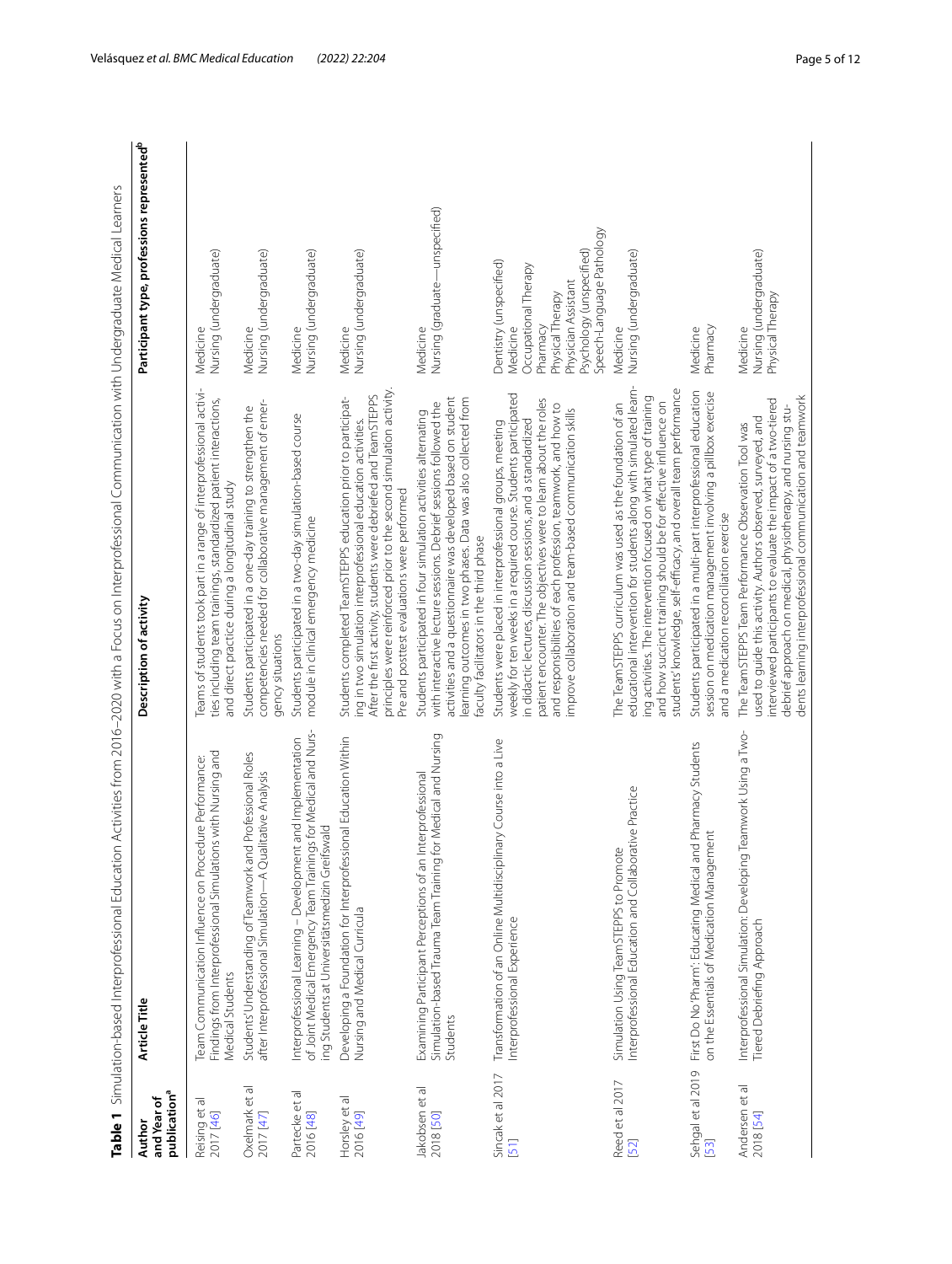**Table 1** Simulation-based Interprofessional Education Activities from 2016–2020 with a Focus on Interprofessional Communication with Undergraduate Medical Learners

| Author and Year of publication[a] | Article Title | Description of activity | Participant type, professions represented[b] |
| --- | --- | --- | --- |
| Reising et al 2017 [46] | Team Communication Influence on Procedure Performance: Findings from Interprofessional Simulations with Nursing and Medical Students | Teams of students took part in a range of interprofessional activities including team trainings, standardized patient interactions, and direct practice during a longitudinal study | Medicine<br>Nursing (undergraduate) |
| Oxelmark et al 2017 [47] | Students' Understanding of Teamwork and Professional Roles after Interprofessional Simulation—A Qualitative Analysis | Students participated in a one-day training to strengthen the competencies needed for collaborative management of emergency situations | Medicine<br>Nursing (undergraduate) |
| Partecke et al 2016 [48] | Interprofessional Learning – Development and Implementation of Joint Medical Emergency Team Trainings for Medical and Nursing Students at Universitätsmedizin Greifswald | Students participated in a two-day simulation-based course module in clinical emergency medicine | Medicine<br>Nursing (undergraduate) |
| Horsley et al 2016 [49] | Developing a Foundation for Interprofessional Education Within Nursing and Medical Curricula | Students completed TeamSTEPPS education prior to participating in two simulation interprofessional education activities. After the first activity, students were debriefed and TeamSTEPPS principles were reinforced prior to the second simulation activity. Pre and posttest evaluations were performed | Medicine<br>Nursing (undergraduate) |
| Jakobsen et al 2018 [50] | Examining Participant Perceptions of an Interprofessional Simulation-based Trauma Team Training for Medical and Nursing Students | Students participated in four simulation activities alternating with interactive lecture sessions. Debrief sessions followed the activities and a questionnaire was developed based on student learning outcomes in two phases. Data was also collected from faculty facilitators in the third phase | Medicine<br>Nursing (graduate—unspecified) |
| Sincak et al 2017 [51] | Transformation of an Online Multidisciplinary Course into a Live Interprofessional Experience | Students were placed in interprofessional groups, meeting weekly for ten weeks in a required course. Students participated in didactic lectures, discussion sessions, and a standardized patient encounter. The objectives were to learn about the roles and responsibilities of each profession, teamwork, and how to improve collaboration and team-based communication skills | Dentistry (unspecified)<br>Medicine<br>Occupational Therapy<br>Pharmacy<br>Physical Therapy<br>Physician Assistant<br>Psychology (unspecified)<br>Speech-Language Pathology |
| Reed et al 2017 [52] | Simulation Using TeamSTEPPS to Promote Interprofessional Education and Collaborative Practice | The TeamSTEPPS curriculum was used as the foundation of an educational intervention for students along with simulated learning activities. The intervention focused on what type of training and how succinct training should be for effective influence on students' knowledge, self-efficacy, and overall team performance | Medicine<br>Nursing (undergraduate) |
| Sehgal et al 2019 [53] | First Do No 'Pharm': Educating Medical and Pharmacy Students on the Essentials of Medication Management | Students participated in a multi-part interprofessional education session on medication management involving a pillbox exercise and a medication reconciliation exercise | Medicine<br>Pharmacy |
| Andersen et al 2018 [54] | Interprofessional Simulation: Developing Teamwork Using a Two-Tiered Debriefing Approach | The TeamSTEPPS Team Performance Observation Tool was used to guide this activity. Authors observed, surveyed, and interviewed participants to evaluate the impact of a two-tiered debrief approach on medical, physiotherapy, and nursing students learning interprofessional communication and teamwork | Medicine<br>Nursing (undergraduate)<br>Physical Therapy |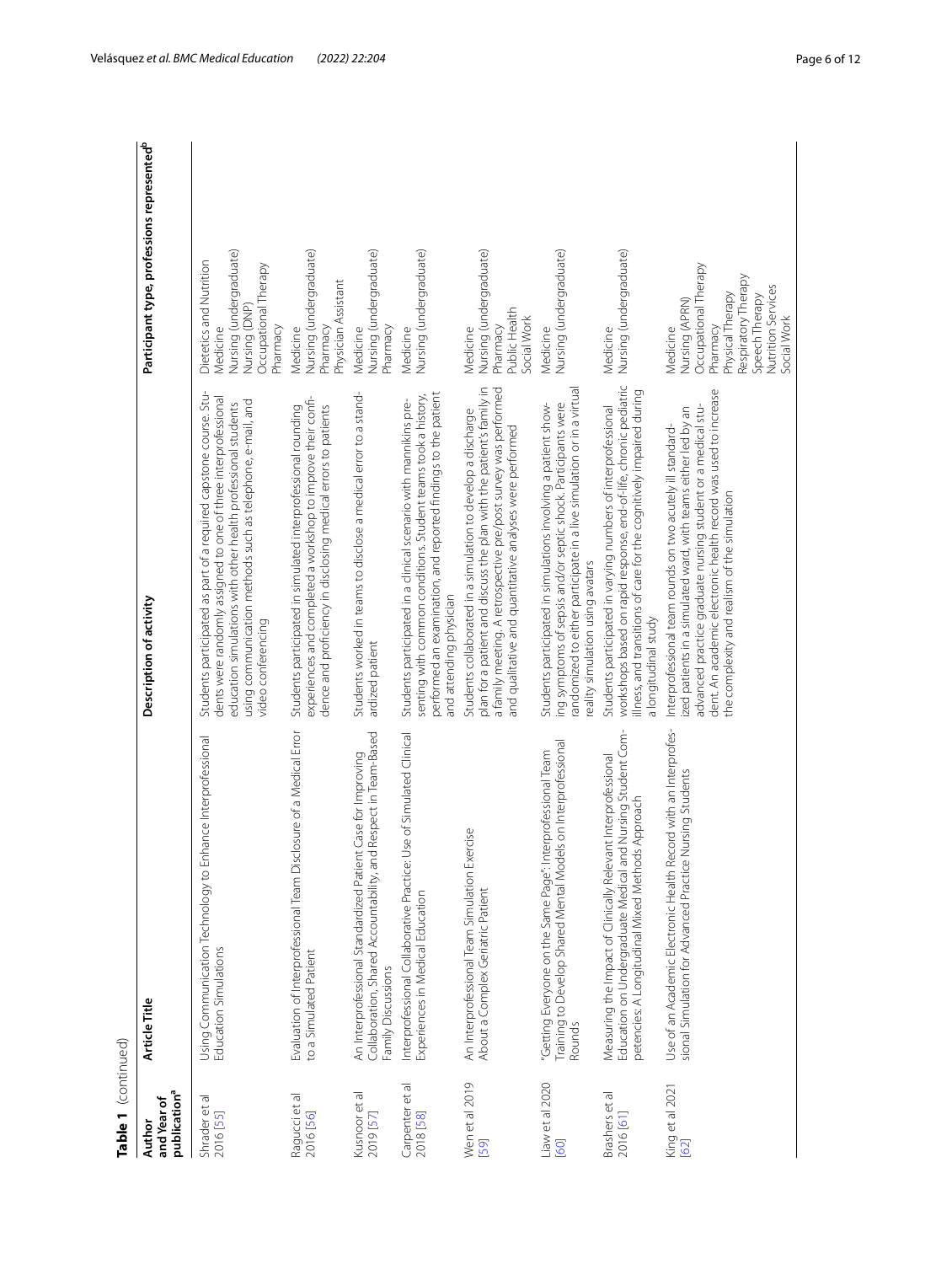**Table 1** (continued)

| Author and Year of publication[a] | Article Title | Description of activity | Participant type, professions represented[b] |
| --- | --- | --- | --- |
| Shrader et al 2016 [55] | Using Communication Technology to Enhance Interprofessional Education Simulations | Students participated as part of a required capstone course. Students were randomly assigned to one of three interprofessional education simulations with other health professional students using communication methods such as telephone, e-mail, and video conferencing | Dietetics and Nutrition<br>Medicine<br>Nursing (undergraduate)<br>Nursing (DNP)<br>Occupational Therapy<br>Pharmacy |
| Ragucci et al 2016 [56] | Evaluation of Interprofessional Team Disclosure of a Medical Error to a Simulated Patient | Students participated in simulated interprofessional rounding experiences and completed a workshop to improve their confidence and proficiency in disclosing medical errors to patients | Medicine<br>Nursing (undergraduate)<br>Pharmacy<br>Physician Assistant |
| Kusnoor et al 2019 [57] | An Interprofessional Standardized Patient Case for Improving Collaboration, Shared Accountability, and Respect in Team-Based Family Discussions | Students worked in teams to disclose a medical error to a standardized patient | Medicine<br>Nursing (undergraduate)<br>Pharmacy |
| Carpenter et al 2018 [58] | Interprofessional Collaborative Practice: Use of Simulated Clinical Experiences in Medical Education | Students participated in a clinical scenario with mannikins presenting with common conditions. Student teams took a history, performed an examination, and reported findings to the patient and attending physician | Medicine<br>Nursing (undergraduate) |
| Wen et al 2019 [59] | An Interprofessional Team Simulation Exercise About a Complex Geriatric Patient | Students collaborated in a simulation to develop a discharge plan for a patient and discuss the plan with the patient's family in a family meeting. A retrospective pre/post survey was performed and qualitative and quantitative analyses were performed | Medicine<br>Nursing (undergraduate)<br>Pharmacy<br>Public Health<br>Social Work |
| Liaw et al 2020 [60] | "Getting Everyone on the Same Page": Interprofessional Team Training to Develop Shared Mental Models on Interprofessional Rounds | Students participated in simulations involving a patient showing symptoms of sepsis and/or septic shock. Participants were randomized to either participate in a live simulation or in a virtual reality simulation using avatars | Medicine<br>Nursing (undergraduate) |
| Brashers et al 2016 [61] | Measuring the Impact of Clinically Relevant Interprofessional Education on Undergraduate Medical and Nursing Student Competencies: A Longitudinal Mixed Methods Approach | Students participated in varying numbers of interprofessional workshops based on rapid response, end-of-life, chronic pediatric illness, and transitions of care for the cognitively impaired during a longitudinal study | Medicine<br>Nursing (undergraduate) |
| King et al 2021 [62] | Use of an Academic Electronic Health Record with an Interprofessional Simulation for Advanced Practice Nursing Students | Interprofessional team rounds on two acutely ill standardized patients in a simulated ward, with teams either led by an advanced practice graduate nursing student or a medical student. An academic electronic health record was used to increase the complexity and realism of the simulation | Medicine<br>Nursing (APRN)<br>Occupational Therapy<br>Pharmacy<br>Physical Therapy<br>Respiratory Therapy<br>Speech Therapy<br>Nutrition Services<br>Social Work |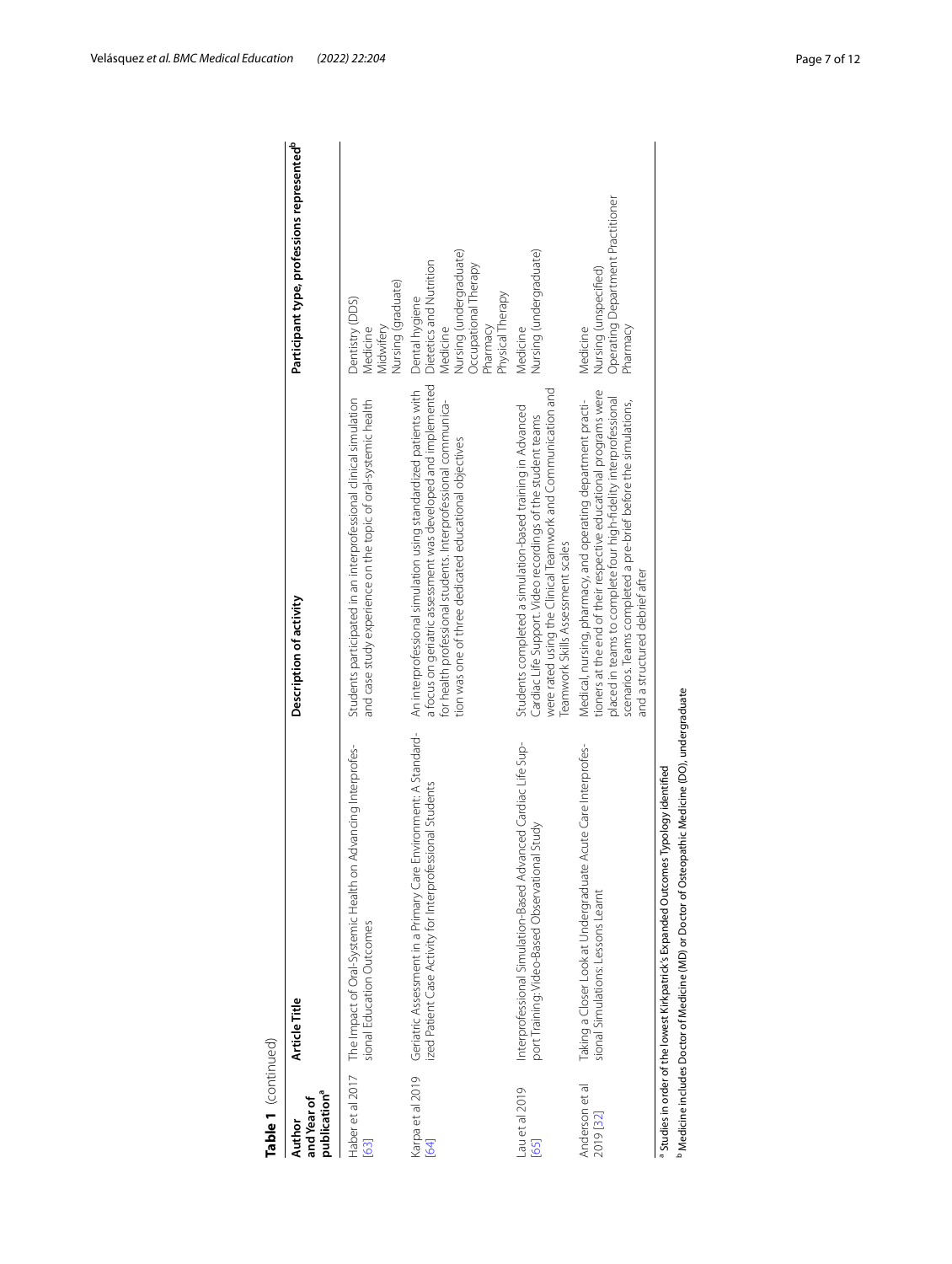**Table 1** (continued)

| Author and Year of publication[a] | Article Title | Description of activity | Participant type, professions represented[b] |
|---|---|---|---|
| Haber et al 2017 [63] | The Impact of Oral-Systemic Health on Advancing Interprofessional Education Outcomes | Students participated in an interprofessional clinical simulation and case study experience on the topic of oral-systemic health | Dentistry (DDS)<br>Medicine<br>Midwifery<br>Nursing (graduate) |
| Karpa et al 2019 [64] | Geriatric Assessment in a Primary Care Environment: A Standardized Patient Case Activity for Interprofessional Students | An interprofessional simulation using standardized patients with a focus on geriatric assessment was developed and implemented for health professional students. Interprofessional communication was one of three dedicated educational objectives | Dental hygiene<br>Dietetics and Nutrition<br>Medicine<br>Nursing (undergraduate)<br>Occupational Therapy<br>Pharmacy<br>Physical Therapy |
| Lau et al 2019 [65] | Interprofessional Simulation-Based Advanced Cardiac Life Support Training: Video-Based Observational Study | Students completed a simulation-based training in Advanced Cardiac Life Support. Video recordings of the student teams were rated using the Clinical Teamwork and Communication and Teamwork Skills Assessment scales | Medicine<br>Nursing (undergraduate) |
| Anderson et al 2019 [32] | Taking a Closer Look at Undergraduate Acute Care Interprofessional Simulations: Lessons Learnt | Medical, nursing, pharmacy, and operating department practitioners at the end of their respective educational programs were placed in teams to complete four high-fidelity interprofessional scenarios. Teams completed a pre-brief before the simulations, and a structured debrief after | Medicine<br>Nursing (unspecified)<br>Operating Department Practitioner<br>Pharmacy |

[a] Studies in order of the lowest Kirkpatrick's Expanded Outcomes Typology identified

[b] Medicine includes Doctor of Medicine (MD) or Doctor of Osteopathic Medicine (DO), undergraduate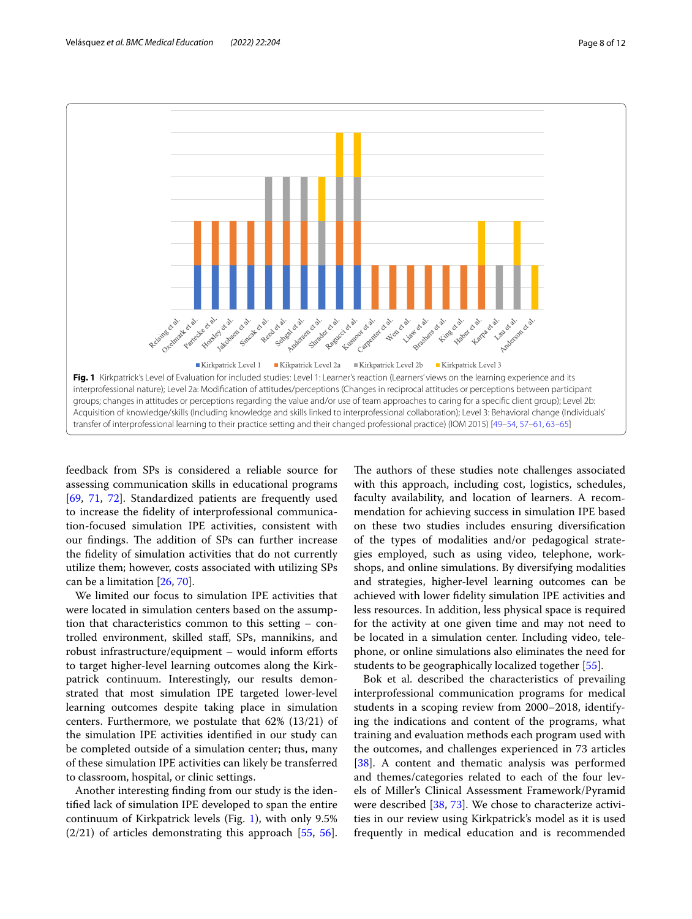**Fig. 1** Kirkpatrick's Level of Evaluation for included studies: Level 1: Learner's reaction (Learners' views on the learning experience and its interprofessional nature); Level 2a: Modification of attitudes/perceptions (Changes in reciprocal attitudes or perceptions between participant groups; changes in attitudes or perceptions regarding the value and/or use of team approaches to caring for a specific client group); Level 2b: Acquisition of knowledge/skills (Including knowledge and skills linked to interprofessional collaboration); Level 3: Behavioral change (Individuals' transfer of interprofessional learning to their practice setting and their changed professional practice) (IOM 2015) [49–54, 57–61, 63–65]

feedback from SPs is considered a reliable source for assessing communication skills in educational programs [69, 71, 72]. Standardized patients are frequently used to increase the fidelity of interprofessional communication-focused simulation IPE activities, consistent with our findings. The addition of SPs can further increase the fidelity of simulation activities that do not currently utilize them; however, costs associated with utilizing SPs can be a limitation [26, 70].

We limited our focus to simulation IPE activities that were located in simulation centers based on the assumption that characteristics common to this setting – controlled environment, skilled staff, SPs, mannikins, and robust infrastructure/equipment – would inform efforts to target higher-level learning outcomes along the Kirkpatrick continuum. Interestingly, our results demonstrated that most simulation IPE targeted lower-level learning outcomes despite taking place in simulation centers. Furthermore, we postulate that 62% (13/21) of the simulation IPE activities identified in our study can be completed outside of a simulation center; thus, many of these simulation IPE activities can likely be transferred to classroom, hospital, or clinic settings.

Another interesting finding from our study is the identified lack of simulation IPE developed to span the entire continuum of Kirkpatrick levels (Fig. 1), with only 9.5% (2/21) of articles demonstrating this approach [55, 56]. The authors of these studies note challenges associated with this approach, including cost, logistics, schedules, faculty availability, and location of learners. A recommendation for achieving success in simulation IPE based on these two studies includes ensuring diversification of the types of modalities and/or pedagogical strategies employed, such as using video, telephone, workshops, and online simulations. By diversifying modalities and strategies, higher-level learning outcomes can be achieved with lower fidelity simulation IPE activities and less resources. In addition, less physical space is required for the activity at one given time and may not need to be located in a simulation center. Including video, telephone, or online simulations also eliminates the need for students to be geographically localized together [55].

Bok et al. described the characteristics of prevailing interprofessional communication programs for medical students in a scoping review from 2000–2018, identifying the indications and content of the programs, what training and evaluation methods each program used with the outcomes, and challenges experienced in 73 articles [38]. A content and thematic analysis was performed and themes/categories related to each of the four levels of Miller's Clinical Assessment Framework/Pyramid were described [38, 73]. We chose to characterize activities in our review using Kirkpatrick's model as it is used frequently in medical education and is recommended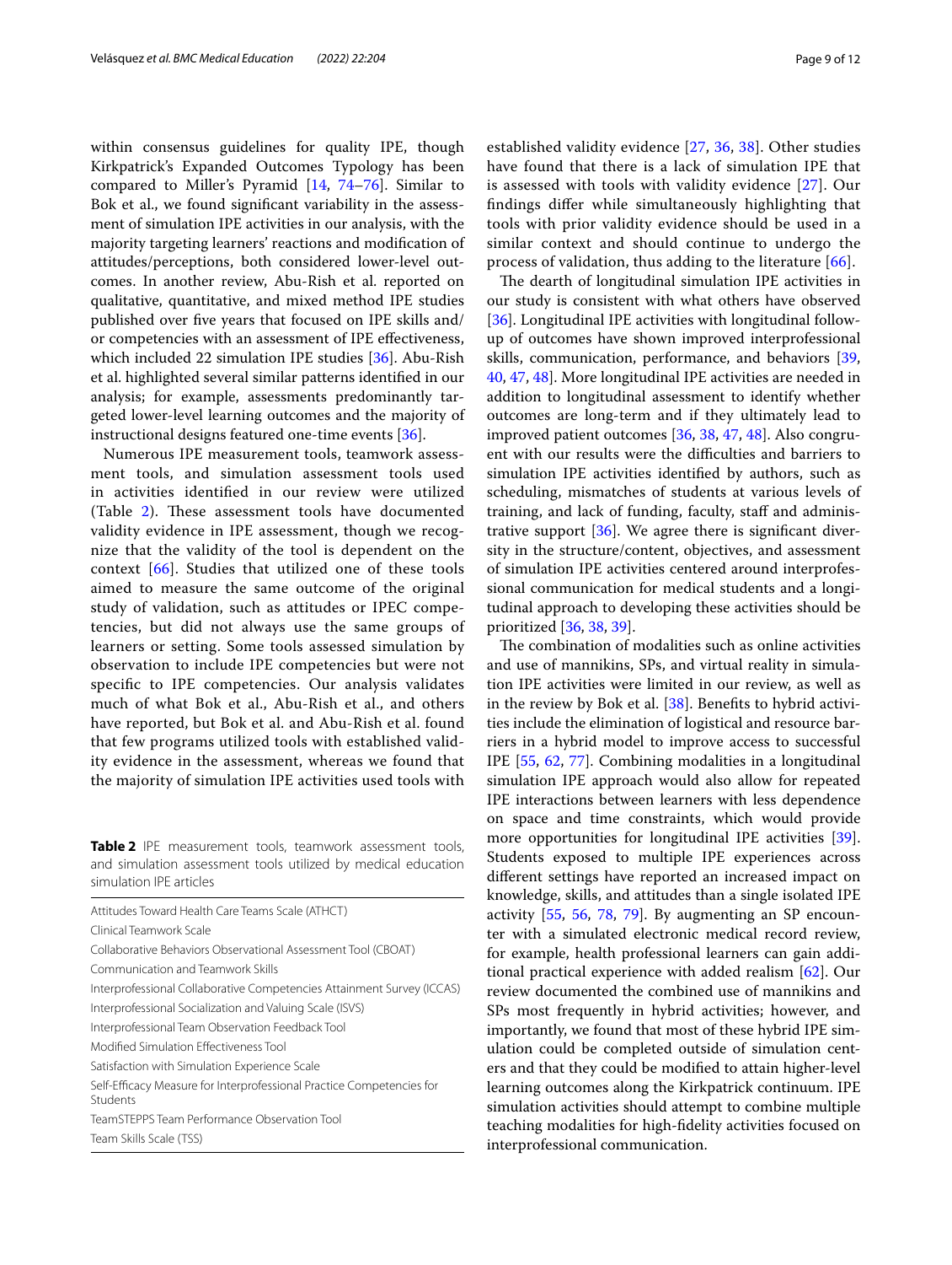within consensus guidelines for quality IPE, though Kirkpatrick's Expanded Outcomes Typology has been compared to Miller's Pyramid [14, 74–76]. Similar to Bok et al., we found significant variability in the assessment of simulation IPE activities in our analysis, with the majority targeting learners' reactions and modification of attitudes/perceptions, both considered lower-level outcomes. In another review, Abu-Rish et al. reported on qualitative, quantitative, and mixed method IPE studies published over five years that focused on IPE skills and/or competencies with an assessment of IPE effectiveness, which included 22 simulation IPE studies [36]. Abu-Rish et al. highlighted several similar patterns identified in our analysis; for example, assessments predominantly targeted lower-level learning outcomes and the majority of instructional designs featured one-time events [36].

Numerous IPE measurement tools, teamwork assessment tools, and simulation assessment tools used in activities identified in our review were utilized (Table 2). These assessment tools have documented validity evidence in IPE assessment, though we recognize that the validity of the tool is dependent on the context [66]. Studies that utilized one of these tools aimed to measure the same outcome of the original study of validation, such as attitudes or IPEC competencies, but did not always use the same groups of learners or setting. Some tools assessed simulation by observation to include IPE competencies but were not specific to IPE competencies. Our analysis validates much of what Bok et al., Abu-Rish et al., and others have reported, but Bok et al. and Abu-Rish et al. found that few programs utilized tools with established validity evidence in the assessment, whereas we found that the majority of simulation IPE activities used tools with established validity evidence [27, 36, 38]. Other studies have found that there is a lack of simulation IPE that is assessed with tools with validity evidence [27]. Our findings differ while simultaneously highlighting that tools with prior validity evidence should be used in a similar context and should continue to undergo the process of validation, thus adding to the literature [66].

**Table 2** IPE measurement tools, teamwork assessment tools, and simulation assessment tools utilized by medical education simulation IPE articles

| |
|---|
| Attitudes Toward Health Care Teams Scale (ATHCT) |
| Clinical Teamwork Scale |
| Collaborative Behaviors Observational Assessment Tool (CBOAT) |
| Communication and Teamwork Skills |
| Interprofessional Collaborative Competencies Attainment Survey (ICCAS) |
| Interprofessional Socialization and Valuing Scale (ISVS) |
| Interprofessional Team Observation Feedback Tool |
| Modified Simulation Effectiveness Tool |
| Satisfaction with Simulation Experience Scale |
| Self-Efficacy Measure for Interprofessional Practice Competencies for Students |
| TeamSTEPPS Team Performance Observation Tool |
| Team Skills Scale (TSS) |

The dearth of longitudinal simulation IPE activities in our study is consistent with what others have observed [36]. Longitudinal IPE activities with longitudinal follow-up of outcomes have shown improved interprofessional skills, communication, performance, and behaviors [39, 40, 47, 48]. More longitudinal IPE activities are needed in addition to longitudinal assessment to identify whether outcomes are long-term and if they ultimately lead to improved patient outcomes [36, 38, 47, 48]. Also congruent with our results were the difficulties and barriers to simulation IPE activities identified by authors, such as scheduling, mismatches of students at various levels of training, and lack of funding, faculty, staff and administrative support [36]. We agree there is significant diversity in the structure/content, objectives, and assessment of simulation IPE activities centered around interprofessional communication for medical students and a longitudinal approach to developing these activities should be prioritized [36, 38, 39].

The combination of modalities such as online activities and use of mannikins, SPs, and virtual reality in simulation IPE activities were limited in our review, as well as in the review by Bok et al. [38]. Benefits to hybrid activities include the elimination of logistical and resource barriers in a hybrid model to improve access to successful IPE [55, 62, 77]. Combining modalities in a longitudinal simulation IPE approach would also allow for repeated IPE interactions between learners with less dependence on space and time constraints, which would provide more opportunities for longitudinal IPE activities [39]. Students exposed to multiple IPE experiences across different settings have reported an increased impact on knowledge, skills, and attitudes than a single isolated IPE activity [55, 56, 78, 79]. By augmenting an SP encounter with a simulated electronic medical record review, for example, health professional learners can gain additional practical experience with added realism [62]. Our review documented the combined use of mannikins and SPs most frequently in hybrid activities; however, and importantly, we found that most of these hybrid IPE simulation could be completed outside of simulation centers and that they could be modified to attain higher-level learning outcomes along the Kirkpatrick continuum. IPE simulation activities should attempt to combine multiple teaching modalities for high-fidelity activities focused on interprofessional communication.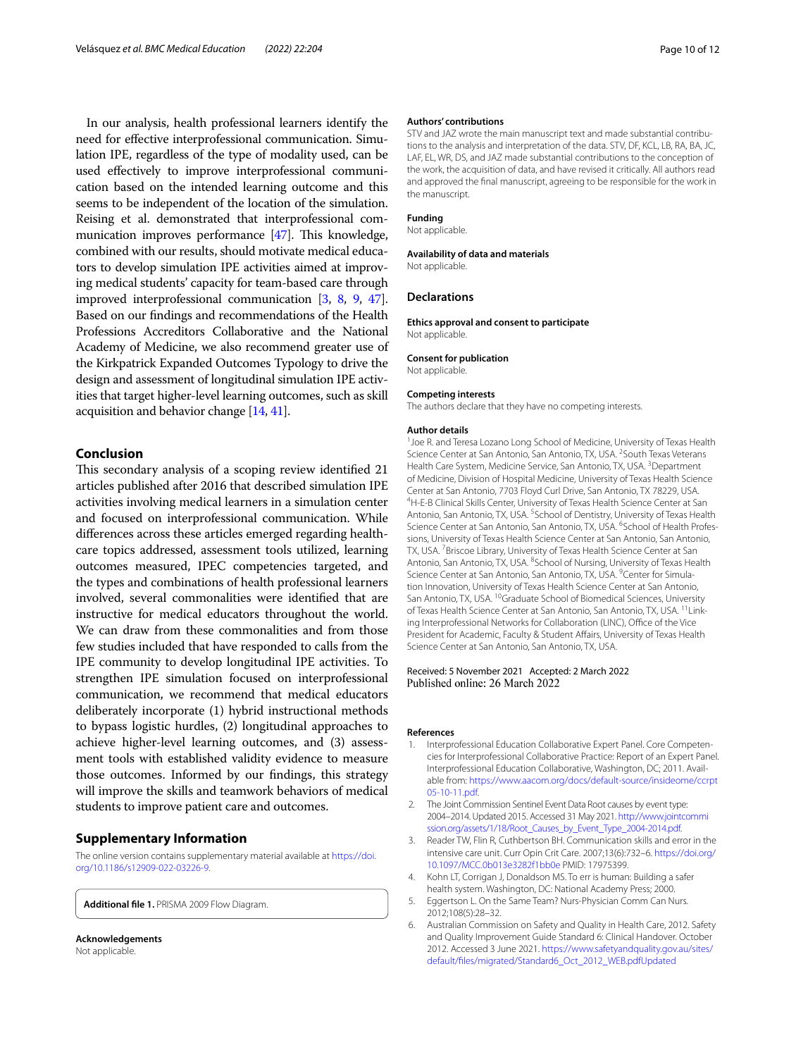In our analysis, health professional learners identify the need for effective interprofessional communication. Simulation IPE, regardless of the type of modality used, can be used effectively to improve interprofessional communication based on the intended learning outcome and this seems to be independent of the location of the simulation. Reising et al. demonstrated that interprofessional communication improves performance [47]. This knowledge, combined with our results, should motivate medical educators to develop simulation IPE activities aimed at improving medical students' capacity for team-based care through improved interprofessional communication [3, 8, 9, 47]. Based on our findings and recommendations of the Health Professions Accreditors Collaborative and the National Academy of Medicine, we also recommend greater use of the Kirkpatrick Expanded Outcomes Typology to drive the design and assessment of longitudinal simulation IPE activities that target higher-level learning outcomes, such as skill acquisition and behavior change [14, 41].

## Conclusion

This secondary analysis of a scoping review identified 21 articles published after 2016 that described simulation IPE activities involving medical learners in a simulation center and focused on interprofessional communication. While differences across these articles emerged regarding healthcare topics addressed, assessment tools utilized, learning outcomes measured, IPEC competencies targeted, and the types and combinations of health professional learners involved, several commonalities were identified that are instructive for medical educators throughout the world. We can draw from these commonalities and from those few studies included that have responded to calls from the IPE community to develop longitudinal IPE activities. To strengthen IPE simulation focused on interprofessional communication, we recommend that medical educators deliberately incorporate (1) hybrid instructional methods to bypass logistic hurdles, (2) longitudinal approaches to achieve higher-level learning outcomes, and (3) assessment tools with established validity evidence to measure those outcomes. Informed by our findings, this strategy will improve the skills and teamwork behaviors of medical students to improve patient care and outcomes.

## Supplementary Information

The online version contains supplementary material available at https://doi.org/10.1186/s12909-022-03226-9.

**Additional file 1.** PRISMA 2009 Flow Diagram.

**Acknowledgements**
Not applicable.

**Authors' contributions**
STV and JAZ wrote the main manuscript text and made substantial contributions to the analysis and interpretation of the data. STV, DF, KCL, LB, RA, BA, JC, LAF, EL, WR, DS, and JAZ made substantial contributions to the conception of the work, the acquisition of data, and have revised it critically. All authors read and approved the final manuscript, agreeing to be responsible for the work in the manuscript.

**Funding**
Not applicable.

**Availability of data and materials**
Not applicable.

## Declarations

**Ethics approval and consent to participate**
Not applicable.

**Consent for publication**
Not applicable.

**Competing interests**
The authors declare that they have no competing interests.

**Author details**
[1]Joe R. and Teresa Lozano Long School of Medicine, University of Texas Health Science Center at San Antonio, San Antonio, TX, USA. [2]South Texas Veterans Health Care System, Medicine Service, San Antonio, TX, USA. [3]Department of Medicine, Division of Hospital Medicine, University of Texas Health Science Center at San Antonio, 7703 Floyd Curl Drive, San Antonio, TX 78229, USA. [4]H-E-B Clinical Skills Center, University of Texas Health Science Center at San Antonio, San Antonio, TX, USA. [5]School of Dentistry, University of Texas Health Science Center at San Antonio, San Antonio, TX, USA. [6]School of Health Professions, University of Texas Health Science Center at San Antonio, San Antonio, TX, USA. [7]Briscoe Library, University of Texas Health Science Center at San Antonio, San Antonio, TX, USA. [8]School of Nursing, University of Texas Health Science Center at San Antonio, San Antonio, TX, USA. [9]Center for Simulation Innovation, University of Texas Health Science Center at San Antonio, San Antonio, TX, USA. [10]Graduate School of Biomedical Sciences, University of Texas Health Science Center at San Antonio, San Antonio, TX, USA. [11]Linking Interprofessional Networks for Collaboration (LINC), Office of the Vice President for Academic, Faculty & Student Affairs, University of Texas Health Science Center at San Antonio, San Antonio, TX, USA.

Received: 5 November 2021 Accepted: 2 March 2022
Published online: 26 March 2022

## References

1. Interprofessional Education Collaborative Expert Panel. Core Competencies for Interprofessional Collaborative Practice: Report of an Expert Panel. Interprofessional Education Collaborative, Washington, DC; 2011. Available from: https://www.aacom.org/docs/default-source/insideome/ccrpt05-10-11.pdf.
2. The Joint Commission Sentinel Event Data Root causes by event type: 2004–2014. Updated 2015. Accessed 31 May 2021. http://www.jointcommission.org/assets/1/18/Root_Causes_by_Event_Type_2004-2014.pdf.
3. Reader TW, Flin R, Cuthbertson BH. Communication skills and error in the intensive care unit. Curr Opin Crit Care. 2007;13(6):732–6. https://doi.org/10.1097/MCC.0b013e3282f1bb0e PMID: 17975399.
4. Kohn LT, Corrigan J, Donaldson MS. To err is human: Building a safer health system. Washington, DC: National Academy Press; 2000.
5. Eggertson L. On the Same Team? Nurs-Physician Comm Can Nurs. 2012;108(5):28–32.
6. Australian Commission on Safety and Quality in Health Care, 2012. Safety and Quality Improvement Guide Standard 6: Clinical Handover. October 2012. Accessed 3 June 2021. https://www.safetyandquality.gov.au/sites/default/files/migrated/Standard6_Oct_2012_WEB.pdfUpdated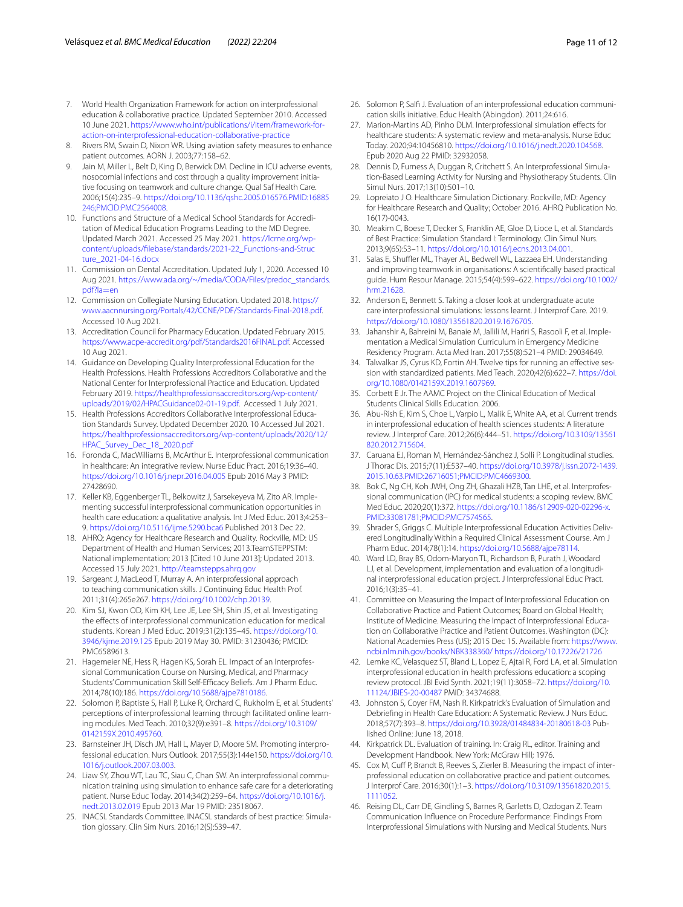7. World Health Organization Framework for action on interprofessional education & collaborative practice. Updated September 2010. Accessed 10 June 2021. https://www.who.int/publications/i/item/framework-for-action-on-interprofessional-education-collaborative-practice
8. Rivers RM, Swain D, Nixon WR. Using aviation safety measures to enhance patient outcomes. AORN J. 2003;77:158–62.
9. Jain M, Miller L, Belt D, King D, Berwick DM. Decline in ICU adverse events, nosocomial infections and cost through a quality improvement initiative focusing on teamwork and culture change. Qual Saf Health Care. 2006;15(4):235–9. https://doi.org/10.1136/qshc.2005.016576.PMID:16885246;PMCID:PMC2564008.
10. Functions and Structure of a Medical School Standards for Accreditation of Medical Education Programs Leading to the MD Degree. Updated March 2021. Accessed 25 May 2021. https://lcme.org/wp-content/uploads/filebase/standards/2021-22_Functions-and-Structure_2021-04-16.docx
11. Commission on Dental Accreditation. Updated July 1, 2020. Accessed 10 Aug 2021. https://www.ada.org/~/media/CODA/Files/predoc_standards.pdf?la=en
12. Commission on Collegiate Nursing Education. Updated 2018. https://www.aacnnursing.org/Portals/42/CCNE/PDF/Standards-Final-2018.pdf. Accessed 10 Aug 2021.
13. Accreditation Council for Pharmacy Education. Updated February 2015. https://www.acpe-accredit.org/pdf/Standards2016FINAL.pdf. Accessed 10 Aug 2021.
14. Guidance on Developing Quality Interprofessional Education for the Health Professions. Health Professions Accreditors Collaborative and the National Center for Interprofessional Practice and Education. Updated February 2019. https://healthprofessionsaccreditors.org/wp-content/uploads/2019/02/HPACGuidance02-01-19.pdf. Accessed 1 July 2021.
15. Health Professions Accreditors Collaborative Interprofessional Education Standards Survey. Updated December 2020. 10 Accessed Jul 2021. https://healthprofessionsaccreditors.org/wp-content/uploads/2020/12/HPAC_Survey_Dec_18_2020.pdf
16. Foronda C, MacWilliams B, McArthur E. Interprofessional communication in healthcare: An integrative review. Nurse Educ Pract. 2016;19:36–40. https://doi.org/10.1016/j.nepr.2016.04.005 Epub 2016 May 3 PMID: 27428690.
17. Keller KB, Eggenberger TL, Belkowitz J, Sarsekeyeva M, Zito AR. Implementing successful interprofessional communication opportunities in health care education: a qualitative analysis. Int J Med Educ. 2013;4:253–9. https://doi.org/10.5116/ijme.5290.bca6 Published 2013 Dec 22.
18. AHRQ: Agency for Healthcare Research and Quality. Rockville, MD: US Department of Health and Human Services; 2013.TeamSTEPPSTM: National implementation; 2013 [Cited 10 June 2013]; Updated 2013. Accessed 15 July 2021. http://teamstepps.ahrq.gov
19. Sargeant J, MacLeod T, Murray A. An interprofessional approach to teaching communication skills. J Continuing Educ Health Prof. 2011;31(4):265e267. https://doi.org/10.1002/chp.20139.
20. Kim SJ, Kwon OD, Kim KH, Lee JE, Lee SH, Shin JS, et al. Investigating the effects of interprofessional communication education for medical students. Korean J Med Educ. 2019;31(2):135–45. https://doi.org/10.3946/kjme.2019.125 Epub 2019 May 30. PMID: 31230436; PMCID: PMC6589613.
21. Hagemeier NE, Hess R, Hagen KS, Sorah EL. Impact of an Interprofessional Communication Course on Nursing, Medical, and Pharmacy Students' Communication Skill Self-Efficacy Beliefs. Am J Pharm Educ. 2014;78(10):186. https://doi.org/10.5688/ajpe7810186.
22. Solomon P, Baptiste S, Hall P, Luke R, Orchard C, Rukholm E, et al. Students' perceptions of interprofessional learning through facilitated online learning modules. Med Teach. 2010;32(9):e391–8. https://doi.org/10.3109/0142159X.2010.495760.
23. Barnsteiner JH, Disch JM, Hall L, Mayer D, Moore SM. Promoting interprofessional education. Nurs Outlook. 2017;55(3):144e150. https://doi.org/10.1016/j.outlook.2007.03.003.
24. Liaw SY, Zhou WT, Lau TC, Siau C, Chan SW. An interprofessional communication training using simulation to enhance safe care for a deteriorating patient. Nurse Educ Today. 2014;34(2):259–64. https://doi.org/10.1016/j.nedt.2013.02.019 Epub 2013 Mar 19 PMID: 23518067.
25. INACSL Standards Committee. INACSL standards of best practice: Simulation glossary. Clin Sim Nurs. 2016;12(S):S39–47.
26. Solomon P, Salfi J. Evaluation of an interprofessional education communication skills initiative. Educ Health (Abingdon). 2011;24:616.
27. Marion-Martins AD, Pinho DLM. Interprofessional simulation effects for healthcare students: A systematic review and meta-analysis. Nurse Educ Today. 2020;94:10456810. https://doi.org/10.1016/j.nedt.2020.104568. Epub 2020 Aug 22 PMID: 32932058.
28. Dennis D, Furness A, Duggan R, Critchett S. An Interprofessional Simulation-Based Learning Activity for Nursing and Physiotherapy Students. Clin Simul Nurs. 2017;13(10):501–10.
29. Lopreiato J O. Healthcare Simulation Dictionary. Rockville, MD: Agency for Healthcare Research and Quality; October 2016. AHRQ Publication No. 16(17)-0043.
30. Meakim C, Boese T, Decker S, Franklin AE, Gloe D, Lioce L, et al. Standards of Best Practice: Simulation Standard I: Terminology. Clin Simul Nurs. 2013;9(6S):S3–11. https://doi.org/10.1016/j.ecns.2013.04.001.
31. Salas E, Shuffler ML, Thayer AL, Bedwell WL, Lazzaea EH. Understanding and improving teamwork in organisations: A scientifically based practical guide. Hum Resour Manage. 2015;54(4):599–622. https://doi.org/10.1002/hrm.21628.
32. Anderson E, Bennett S. Taking a closer look at undergraduate acute care interprofessional simulations: lessons learnt. J Interprof Care. 2019. https://doi.org/10.1080/13561820.2019.1676705.
33. Jahanshir A, Bahreini M, Banaie M, Jallili M, Hariri S, Rasooli F, et al. Implementation a Medical Simulation Curriculum in Emergency Medicine Residency Program. Acta Med Iran. 2017;55(8):521–4 PMID: 29034649.
34. Talwalkar JS, Cyrus KD, Fortin AH. Twelve tips for running an effective session with standardized patients. Med Teach. 2020;42(6):622–7. https://doi.org/10.1080/0142159X.2019.1607969.
35. Corbett E Jr. The AAMC Project on the Clinical Education of Medical Students Clinical Skills Education. 2006.
36. Abu-Rish E, Kim S, Choe L, Varpio L, Malik E, White AA, et al. Current trends in interprofessional education of health sciences students: A literature review. J Interprof Care. 2012;26(6):444–51. https://doi.org/10.3109/13561820.2012.715604.
37. Caruana EJ, Roman M, Hernández-Sánchez J, Solli P. Longitudinal studies. J Thorac Dis. 2015;7(11):E537–40. https://doi.org/10.3978/j.issn.2072-1439.2015.10.63.PMID:26716051;PMCID:PMC4669300.
38. Bok C, Ng CH, Koh JWH, Ong ZH, Ghazali HZB, Tan LHE, et al. Interprofessional communication (IPC) for medical students: a scoping review. BMC Med Educ. 2020;20(1):372. https://doi.org/10.1186/s12909-020-02296-x.PMID:33081781;PMCID:PMC7574565.
39. Shrader S, Griggs C. Multiple Interprofessional Education Activities Delivered Longitudinally Within a Required Clinical Assessment Course. Am J Pharm Educ. 2014;78(1):14. https://doi.org/10.5688/ajpe78114.
40. Ward LD, Bray BS, Odom-Maryon TL, Richardson B, Purath J, Woodard LJ, et al. Development, implementation and evaluation of a longitudinal interprofessional education project. J Interprofessional Educ Pract. 2016;1(3):35–41.
41. Committee on Measuring the Impact of Interprofessional Education on Collaborative Practice and Patient Outcomes; Board on Global Health; Institute of Medicine. Measuring the Impact of Interprofessional Education on Collaborative Practice and Patient Outcomes. Washington (DC): National Academies Press (US); 2015 Dec 15. Available from: https://www.ncbi.nlm.nih.gov/books/NBK338360/ https://doi.org/10.17226/21726
42. Lemke KC, Velasquez ST, Bland L, Lopez E, Ajtai R, Ford LA, et al. Simulation interprofessional education in health professions education: a scoping review protocol. JBI Evid Synth. 2021;19(11):3058–72. https://doi.org/10.11124/JBIES-20-00487 PMID: 34374688.
43. Johnston S, Coyer FM, Nash R. Kirkpatrick's Evaluation of Simulation and Debriefing in Health Care Education: A Systematic Review. J Nurs Educ. 2018;57(7):393–8. https://doi.org/10.3928/01484834-20180618-03 Published Online: June 18, 2018.
44. Kirkpatrick DL. Evaluation of training. In: Craig RL, editor. Training and Development Handbook. New York: McGraw Hill; 1976.
45. Cox M, Cuff P, Brandt B, Reeves S, Zierler B. Measuring the impact of interprofessional education on collaborative practice and patient outcomes. J Interprof Care. 2016;30(1):1–3. https://doi.org/10.3109/13561820.2015.1111052.
46. Reising DL, Carr DE, Gindling S, Barnes R, Garletts D, Ozdogan Z. Team Communication Influence on Procedure Performance: Findings From Interprofessional Simulations with Nursing and Medical Students. Nurs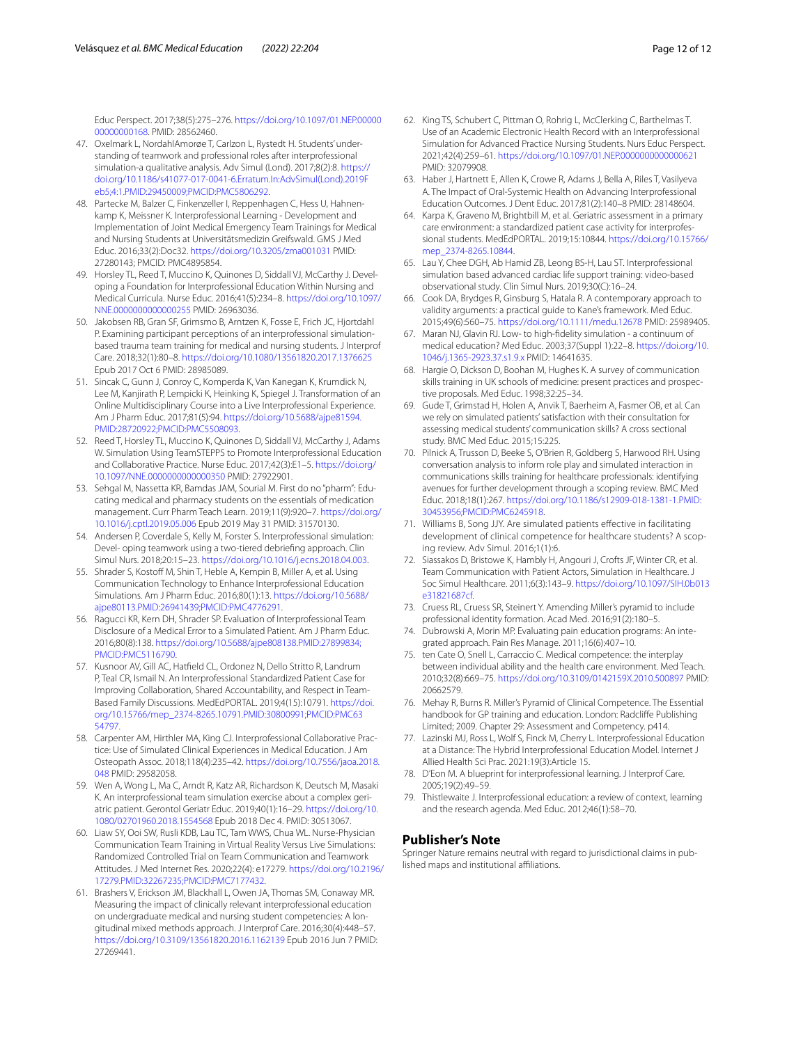Educ Perspect. 2017;38(5):275–276. https://doi.org/10.1097/01.NEP.0000000000000168. PMID: 28562460.

47. Oxelmark L, NordahlAmorøe T, Carlzon L, Rystedt H. Students' understanding of teamwork and professional roles after interprofessional simulation-a qualitative analysis. Adv Simul (Lond). 2017;8(2):8. https://doi.org/10.1186/s41077-017-0041-6.Erratum.In:AdvSimul(Lond).2019Feb5;4:1.PMID:29450009;PMCID:PMC5806292.
48. Partecke M, Balzer C, Finkenzeller I, Reppenhagen C, Hess U, Hahnenkamp K, Meissner K. Interprofessional Learning - Development and Implementation of Joint Medical Emergency Team Trainings for Medical and Nursing Students at Universitätsmedizin Greifswald. GMS J Med Educ. 2016;33(2):Doc32. https://doi.org/10.3205/zma001031 PMID: 27280143; PMCID: PMC4895854.
49. Horsley TL, Reed T, Muccino K, Quinones D, Siddall VJ, McCarthy J. Developing a Foundation for Interprofessional Education Within Nursing and Medical Curricula. Nurse Educ. 2016;41(5):234–8. https://doi.org/10.1097/NNE.0000000000000255 PMID: 26963036.
50. Jakobsen RB, Gran SF, Grimsmo B, Arntzen K, Fosse E, Frich JC, Hjortdahl P. Examining participant perceptions of an interprofessional simulation-based trauma team training for medical and nursing students. J Interprof Care. 2018;32(1):80–8. https://doi.org/10.1080/13561820.2017.1376625 Epub 2017 Oct 6 PMID: 28985089.
51. Sincak C, Gunn J, Conroy C, Komperda K, Van Kanegan K, Krumdick N, Lee M, Kanjirath P, Lempicki K, Heinking K, Spiegel J. Transformation of an Online Multidisciplinary Course into a Live Interprofessional Experience. Am J Pharm Educ. 2017;81(5):94. https://doi.org/10.5688/ajpe81594.PMID:28720922;PMCID:PMC5508093.
52. Reed T, Horsley TL, Muccino K, Quinones D, Siddall VJ, McCarthy J, Adams W. Simulation Using TeamSTEPPS to Promote Interprofessional Education and Collaborative Practice. Nurse Educ. 2017;42(3):E1–5. https://doi.org/10.1097/NNE.0000000000000350 PMID: 27922901.
53. Sehgal M, Nassetta KR, Bamdas JAM, Sourial M. First do no "pharm": Educating medical and pharmacy students on the essentials of medication management. Curr Pharm Teach Learn. 2019;11(9):920–7. https://doi.org/10.1016/j.cptl.2019.05.006 Epub 2019 May 31 PMID: 31570130.
54. Andersen P, Coverdale S, Kelly M, Forster S. Interprofessional simulation: Devel- oping teamwork using a two-tiered debriefing approach. Clin Simul Nurs. 2018;20:15–23. https://doi.org/10.1016/j.ecns.2018.04.003.
55. Shrader S, Kostoff M, Shin T, Heble A, Kempin B, Miller A, et al. Using Communication Technology to Enhance Interprofessional Education Simulations. Am J Pharm Educ. 2016;80(1):13. https://doi.org/10.5688/ajpe80113.PMID:26941439;PMCID:PMC4776291.
56. Ragucci KR, Kern DH, Shrader SP. Evaluation of Interprofessional Team Disclosure of a Medical Error to a Simulated Patient. Am J Pharm Educ. 2016;80(8):138. https://doi.org/10.5688/ajpe808138.PMID:27899834;PMCID:PMC5116790.
57. Kusnoor AV, Gill AC, Hatfield CL, Ordonez N, Dello Stritto R, Landrum P, Teal CR, Ismail N. An Interprofessional Standardized Patient Case for Improving Collaboration, Shared Accountability, and Respect in Team-Based Family Discussions. MedEdPORTAL. 2019;4(15):10791. https://doi.org/10.15766/mep_2374-8265.10791.PMID:30800991;PMCID:PMC6354797.
58. Carpenter AM, Hirthler MA, King CJ. Interprofessional Collaborative Practice: Use of Simulated Clinical Experiences in Medical Education. J Am Osteopath Assoc. 2018;118(4):235–42. https://doi.org/10.7556/jaoa.2018.048 PMID: 29582058.
59. Wen A, Wong L, Ma C, Arndt R, Katz AR, Richardson K, Deutsch M, Masaki K. An interprofessional team simulation exercise about a complex geriatric patient. Gerontol Geriatr Educ. 2019;40(1):16–29. https://doi.org/10.1080/02701960.2018.1554568 Epub 2018 Dec 4. PMID: 30513067.
60. Liaw SY, Ooi SW, Rusli KDB, Lau TC, Tam WWS, Chua WL. Nurse-Physician Communication Team Training in Virtual Reality Versus Live Simulations: Randomized Controlled Trial on Team Communication and Teamwork Attitudes. J Med Internet Res. 2020;22(4): e17279. https://doi.org/10.2196/17279.PMID:32267235;PMCID:PMC7177432.
61. Brashers V, Erickson JM, Blackhall L, Owen JA, Thomas SM, Conaway MR. Measuring the impact of clinically relevant interprofessional education on undergraduate medical and nursing student competencies: A longitudinal mixed methods approach. J Interprof Care. 2016;30(4):448–57. https://doi.org/10.3109/13561820.2016.1162139 Epub 2016 Jun 7 PMID: 27269441.
62. King TS, Schubert C, Pittman O, Rohrig L, McClerking C, Barthelmas T. Use of an Academic Electronic Health Record with an Interprofessional Simulation for Advanced Practice Nursing Students. Nurs Educ Perspect. 2021;42(4):259–61. https://doi.org/10.1097/01.NEP.0000000000000621 PMID: 32079908.
63. Haber J, Hartnett E, Allen K, Crowe R, Adams J, Bella A, Riles T, Vasilyeva A. The Impact of Oral-Systemic Health on Advancing Interprofessional Education Outcomes. J Dent Educ. 2017;81(2):140–8 PMID: 28148604.
64. Karpa K, Graveno M, Brightbill M, et al. Geriatric assessment in a primary care environment: a standardized patient case activity for interprofessional students. MedEdPORTAL. 2019;15:10844. https://doi.org/10.15766/mep_2374-8265.10844.
65. Lau Y, Chee DGH, Ab Hamid ZB, Leong BS-H, Lau ST. Interprofessional simulation based advanced cardiac life support training: video-based observational study. Clin Simul Nurs. 2019;30(C):16–24.
66. Cook DA, Brydges R, Ginsburg S, Hatala R. A contemporary approach to validity arguments: a practical guide to Kane's framework. Med Educ. 2015;49(6):560–75. https://doi.org/10.1111/medu.12678 PMID: 25989405.
67. Maran NJ, Glavin RJ. Low- to high-fidelity simulation - a continuum of medical education? Med Educ. 2003;37(Suppl 1):22–8. https://doi.org/10.1046/j.1365-2923.37.s1.9.x PMID: 14641635.
68. Hargie O, Dickson D, Boohan M, Hughes K. A survey of communication skills training in UK schools of medicine: present practices and prospective proposals. Med Educ. 1998;32:25–34.
69. Gude T, Grimstad H, Holen A, Anvik T, Baerheim A, Fasmer OB, et al. Can we rely on simulated patients' satisfaction with their consultation for assessing medical students' communication skills? A cross sectional study. BMC Med Educ. 2015;15:225.
70. Pilnick A, Trusson D, Beeke S, O'Brien R, Goldberg S, Harwood RH. Using conversation analysis to inform role play and simulated interaction in communications skills training for healthcare professionals: identifying avenues for further development through a scoping review. BMC Med Educ. 2018;18(1):267. https://doi.org/10.1186/s12909-018-1381-1.PMID:30453956;PMCID:PMC6245918.
71. Williams B, Song JJY. Are simulated patients effective in facilitating development of clinical competence for healthcare students? A scoping review. Adv Simul. 2016;1(1):6.
72. Siassakos D, Bristowe K, Hambly H, Angouri J, Crofts JF, Winter CR, et al. Team Communication with Patient Actors, Simulation in Healthcare. J Soc Simul Healthcare. 2011;6(3):143–9. https://doi.org/10.1097/SIH.0b013e31821687cf.
73. Cruess RL, Cruess SR, Steinert Y. Amending Miller's pyramid to include professional identity formation. Acad Med. 2016;91(2):180–5.
74. Dubrowski A, Morin MP. Evaluating pain education programs: An integrated approach. Pain Res Manage. 2011;16(6):407–10.
75. ten Cate O, Snell L, Carraccio C. Medical competence: the interplay between individual ability and the health care environment. Med Teach. 2010;32(8):669–75. https://doi.org/10.3109/0142159X.2010.500897 PMID: 20662579.
76. Mehay R, Burns R. Miller's Pyramid of Clinical Competence. The Essential handbook for GP training and education. London: Radcliffe Publishing Limited; 2009. Chapter 29: Assessment and Competency. p414.
77. Lazinski MJ, Ross L, Wolf S, Finck M, Cherry L. Interprofessional Education at a Distance: The Hybrid Interprofessional Education Model. Internet J Allied Health Sci Prac. 2021:19(3):Article 15.
78. D'Eon M. A blueprint for interprofessional learning. J Interprof Care. 2005;19(2):49–59.
79. Thistlewaite J. Interprofessional education: a review of context, learning and the research agenda. Med Educ. 2012;46(1):58–70.

## Publisher's Note

Springer Nature remains neutral with regard to jurisdictional claims in published maps and institutional affiliations.